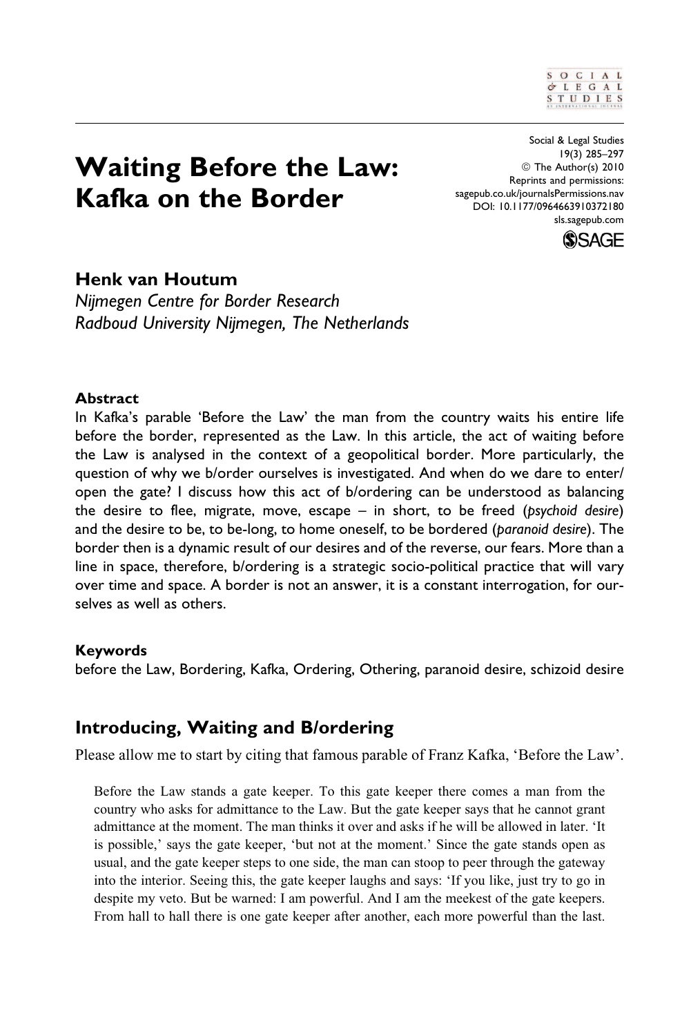# Waiting Before the Law: Kafka on the Border

Social & Legal Studies
19(3) 285–297
© The Author(s) 2010
Reprints and permissions:
sagepub.co.uk/journalsPermissions.nav
DOI: 10.1177/0964663910372180
sls.sagepub.com

**Henk van Houtum**
*Nijmegen Centre for Border Research*
*Radboud University Nijmegen, The Netherlands*

### Abstract

In Kafka's parable 'Before the Law' the man from the country waits his entire life before the border, represented as the Law. In this article, the act of waiting before the Law is analysed in the context of a geopolitical border. More particularly, the question of why we b/order ourselves is investigated. And when do we dare to enter/open the gate? I discuss how this act of b/ordering can be understood as balancing the desire to flee, migrate, move, escape – in short, to be freed (*psychoid desire*) and the desire to be, to be-long, to home oneself, to be bordered (*paranoid desire*). The border then is a dynamic result of our desires and of the reverse, our fears. More than a line in space, therefore, b/ordering is a strategic socio-political practice that will vary over time and space. A border is not an answer, it is a constant interrogation, for ourselves as well as others.

### Keywords

before the Law, Bordering, Kafka, Ordering, Othering, paranoid desire, schizoid desire

## Introducing, Waiting and B/ordering

Please allow me to start by citing that famous parable of Franz Kafka, 'Before the Law'.

> Before the Law stands a gate keeper. To this gate keeper there comes a man from the country who asks for admittance to the Law. But the gate keeper says that he cannot grant admittance at the moment. The man thinks it over and asks if he will be allowed in later. 'It is possible,' says the gate keeper, 'but not at the moment.' Since the gate stands open as usual, and the gate keeper steps to one side, the man can stoop to peer through the gateway into the interior. Seeing this, the gate keeper laughs and says: 'If you like, just try to go in despite my veto. But be warned: I am powerful. And I am the meekest of the gate keepers. From hall to hall there is one gate keeper after another, each more powerful than the last.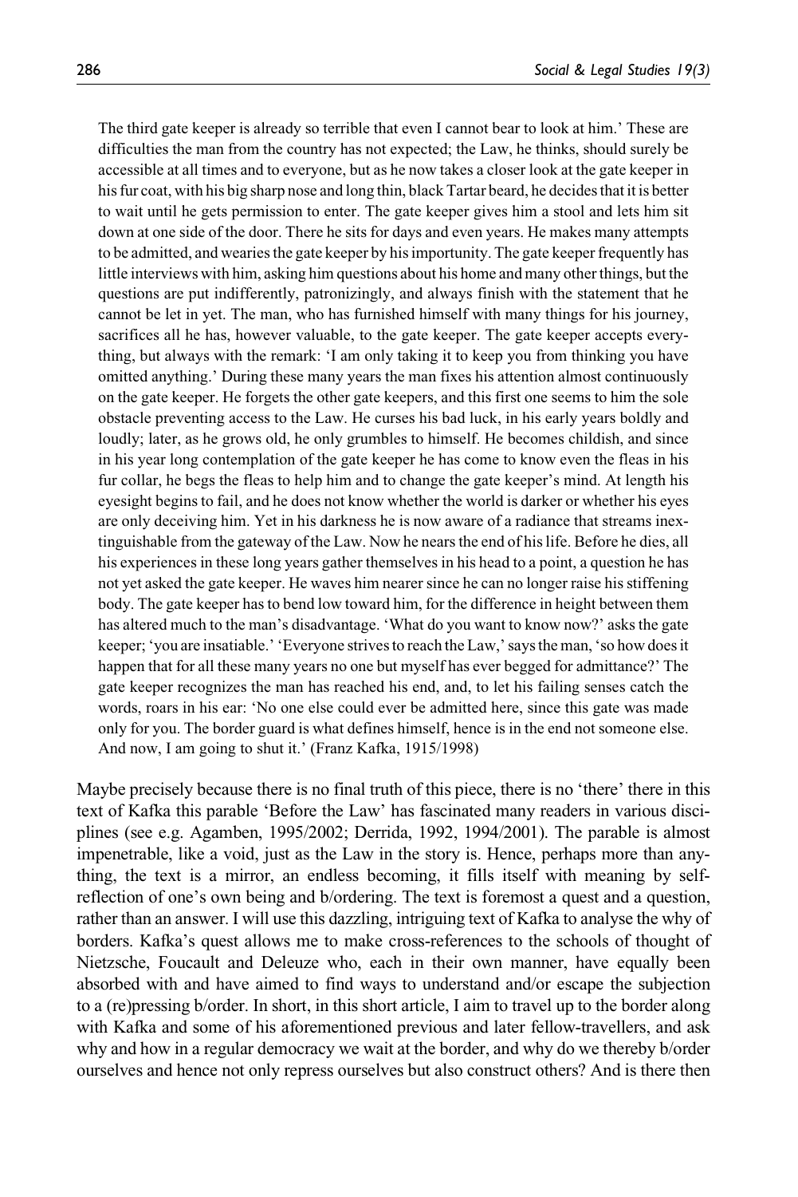> The third gate keeper is already so terrible that even I cannot bear to look at him.' These are difficulties the man from the country has not expected; the Law, he thinks, should surely be accessible at all times and to everyone, but as he now takes a closer look at the gate keeper in his fur coat, with his big sharp nose and long thin, black Tartar beard, he decides that it is better to wait until he gets permission to enter. The gate keeper gives him a stool and lets him sit down at one side of the door. There he sits for days and even years. He makes many attempts to be admitted, and wearies the gate keeper by his importunity. The gate keeper frequently has little interviews with him, asking him questions about his home and many other things, but the questions are put indifferently, patronizingly, and always finish with the statement that he cannot be let in yet. The man, who has furnished himself with many things for his journey, sacrifices all he has, however valuable, to the gate keeper. The gate keeper accepts everything, but always with the remark: 'I am only taking it to keep you from thinking you have omitted anything.' During these many years the man fixes his attention almost continuously on the gate keeper. He forgets the other gate keepers, and this first one seems to him the sole obstacle preventing access to the Law. He curses his bad luck, in his early years boldly and loudly; later, as he grows old, he only grumbles to himself. He becomes childish, and since in his year long contemplation of the gate keeper he has come to know even the fleas in his fur collar, he begs the fleas to help him and to change the gate keeper's mind. At length his eyesight begins to fail, and he does not know whether the world is darker or whether his eyes are only deceiving him. Yet in his darkness he is now aware of a radiance that streams inextinguishable from the gateway of the Law. Now he nears the end of his life. Before he dies, all his experiences in these long years gather themselves in his head to a point, a question he has not yet asked the gate keeper. He waves him nearer since he can no longer raise his stiffening body. The gate keeper has to bend low toward him, for the difference in height between them has altered much to the man's disadvantage. 'What do you want to know now?' asks the gate keeper; 'you are insatiable.' 'Everyone strives to reach the Law,' says the man, 'so how does it happen that for all these many years no one but myself has ever begged for admittance?' The gate keeper recognizes the man has reached his end, and, to let his failing senses catch the words, roars in his ear: 'No one else could ever be admitted here, since this gate was made only for you. The border guard is what defines himself, hence is in the end not someone else. And now, I am going to shut it.' (Franz Kafka, 1915/1998)

Maybe precisely because there is no final truth of this piece, there is no 'there' there in this text of Kafka this parable 'Before the Law' has fascinated many readers in various disciplines (see e.g. Agamben, 1995/2002; Derrida, 1992, 1994/2001). The parable is almost impenetrable, like a void, just as the Law in the story is. Hence, perhaps more than anything, the text is a mirror, an endless becoming, it fills itself with meaning by self-reflection of one's own being and b/ordering. The text is foremost a quest and a question, rather than an answer. I will use this dazzling, intriguing text of Kafka to analyse the why of borders. Kafka's quest allows me to make cross-references to the schools of thought of Nietzsche, Foucault and Deleuze who, each in their own manner, have equally been absorbed with and have aimed to find ways to understand and/or escape the subjection to a (re)pressing b/order. In short, in this short article, I aim to travel up to the border along with Kafka and some of his aforementioned previous and later fellow-travellers, and ask why and how in a regular democracy we wait at the border, and why do we thereby b/order ourselves and hence not only repress ourselves but also construct others? And is there then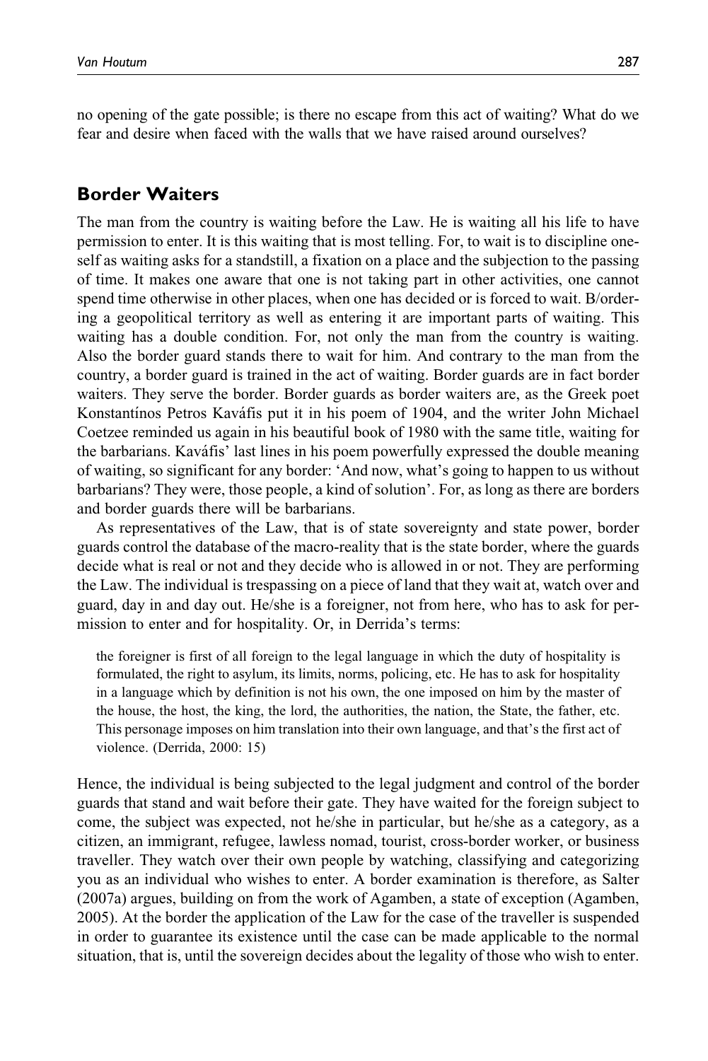no opening of the gate possible; is there no escape from this act of waiting? What do we fear and desire when faced with the walls that we have raised around ourselves?

## Border Waiters

The man from the country is waiting before the Law. He is waiting all his life to have permission to enter. It is this waiting that is most telling. For, to wait is to discipline oneself as waiting asks for a standstill, a fixation on a place and the subjection to the passing of time. It makes one aware that one is not taking part in other activities, one cannot spend time otherwise in other places, when one has decided or is forced to wait. B/ordering a geopolitical territory as well as entering it are important parts of waiting. This waiting has a double condition. For, not only the man from the country is waiting. Also the border guard stands there to wait for him. And contrary to the man from the country, a border guard is trained in the act of waiting. Border guards are in fact border waiters. They serve the border. Border guards as border waiters are, as the Greek poet Konstantínos Petros Kaváfis put it in his poem of 1904, and the writer John Michael Coetzee reminded us again in his beautiful book of 1980 with the same title, waiting for the barbarians. Kaváfis' last lines in his poem powerfully expressed the double meaning of waiting, so significant for any border: 'And now, what's going to happen to us without barbarians? They were, those people, a kind of solution'. For, as long as there are borders and border guards there will be barbarians.

As representatives of the Law, that is of state sovereignty and state power, border guards control the database of the macro-reality that is the state border, where the guards decide what is real or not and they decide who is allowed in or not. They are performing the Law. The individual is trespassing on a piece of land that they wait at, watch over and guard, day in and day out. He/she is a foreigner, not from here, who has to ask for permission to enter and for hospitality. Or, in Derrida's terms:

> the foreigner is first of all foreign to the legal language in which the duty of hospitality is formulated, the right to asylum, its limits, norms, policing, etc. He has to ask for hospitality in a language which by definition is not his own, the one imposed on him by the master of the house, the host, the king, the lord, the authorities, the nation, the State, the father, etc. This personage imposes on him translation into their own language, and that's the first act of violence. (Derrida, 2000: 15)

Hence, the individual is being subjected to the legal judgment and control of the border guards that stand and wait before their gate. They have waited for the foreign subject to come, the subject was expected, not he/she in particular, but he/she as a category, as a citizen, an immigrant, refugee, lawless nomad, tourist, cross-border worker, or business traveller. They watch over their own people by watching, classifying and categorizing you as an individual who wishes to enter. A border examination is therefore, as Salter (2007a) argues, building on from the work of Agamben, a state of exception (Agamben, 2005). At the border the application of the Law for the case of the traveller is suspended in order to guarantee its existence until the case can be made applicable to the normal situation, that is, until the sovereign decides about the legality of those who wish to enter.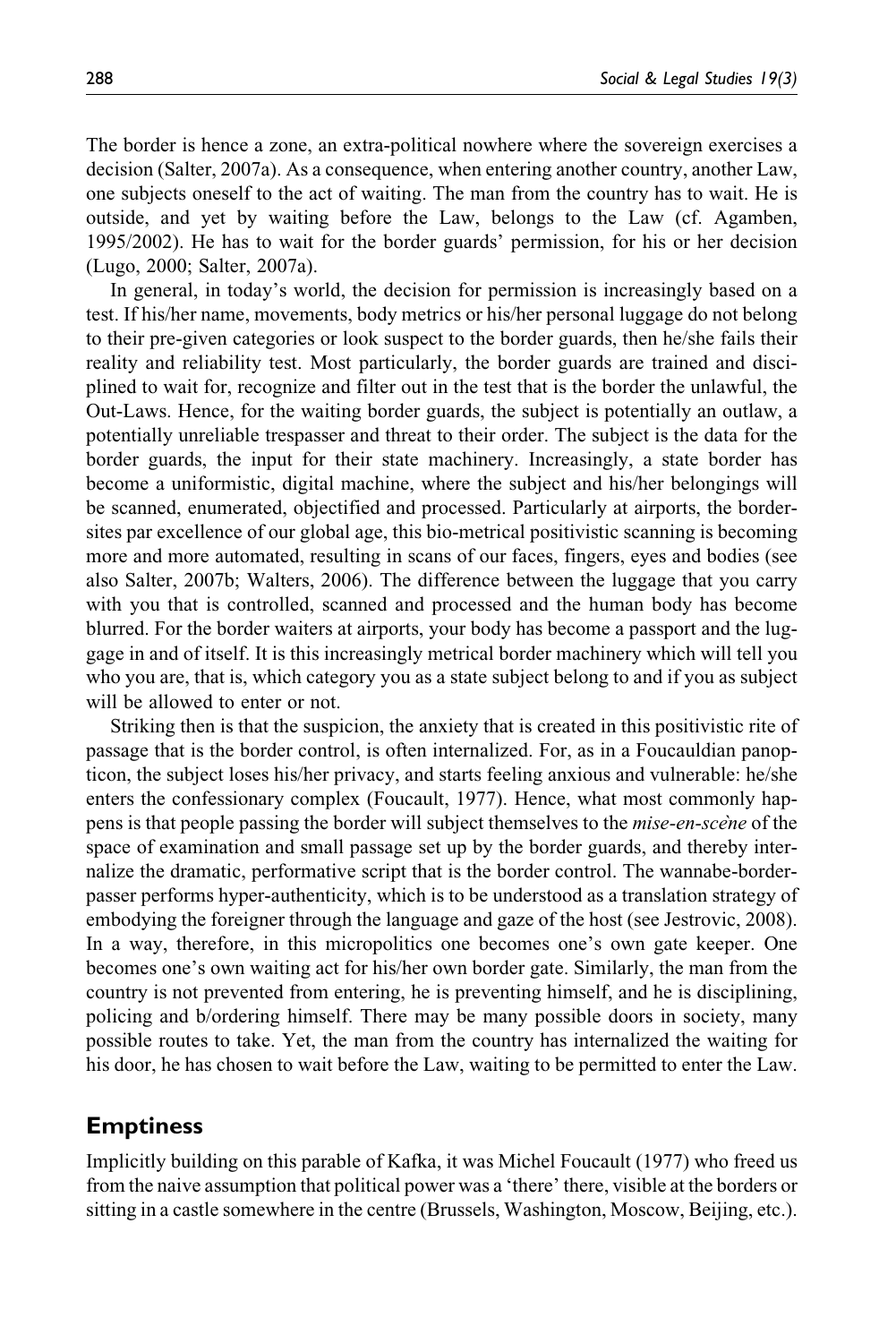The border is hence a zone, an extra-political nowhere where the sovereign exercises a decision (Salter, 2007a). As a consequence, when entering another country, another Law, one subjects oneself to the act of waiting. The man from the country has to wait. He is outside, and yet by waiting before the Law, belongs to the Law (cf. Agamben, 1995/2002). He has to wait for the border guards' permission, for his or her decision (Lugo, 2000; Salter, 2007a).

In general, in today's world, the decision for permission is increasingly based on a test. If his/her name, movements, body metrics or his/her personal luggage do not belong to their pre-given categories or look suspect to the border guards, then he/she fails their reality and reliability test. Most particularly, the border guards are trained and disciplined to wait for, recognize and filter out in the test that is the border the unlawful, the Out-Laws. Hence, for the waiting border guards, the subject is potentially an outlaw, a potentially unreliable trespasser and threat to their order. The subject is the data for the border guards, the input for their state machinery. Increasingly, a state border has become a uniformistic, digital machine, where the subject and his/her belongings will be scanned, enumerated, objectified and processed. Particularly at airports, the border-sites par excellence of our global age, this bio-metrical positivistic scanning is becoming more and more automated, resulting in scans of our faces, fingers, eyes and bodies (see also Salter, 2007b; Walters, 2006). The difference between the luggage that you carry with you that is controlled, scanned and processed and the human body has become blurred. For the border waiters at airports, your body has become a passport and the luggage in and of itself. It is this increasingly metrical border machinery which will tell you who you are, that is, which category you as a state subject belong to and if you as subject will be allowed to enter or not.

Striking then is that the suspicion, the anxiety that is created in this positivistic rite of passage that is the border control, is often internalized. For, as in a Foucauldian panopticon, the subject loses his/her privacy, and starts feeling anxious and vulnerable: he/she enters the confessionary complex (Foucault, 1977). Hence, what most commonly happens is that people passing the border will subject themselves to the *mise-en-scène* of the space of examination and small passage set up by the border guards, and thereby internalize the dramatic, performative script that is the border control. The wannabe-border-passer performs hyper-authenticity, which is to be understood as a translation strategy of embodying the foreigner through the language and gaze of the host (see Jestrovic, 2008). In a way, therefore, in this micropolitics one becomes one's own gate keeper. One becomes one's own waiting act for his/her own border gate. Similarly, the man from the country is not prevented from entering, he is preventing himself, and he is disciplining, policing and b/ordering himself. There may be many possible doors in society, many possible routes to take. Yet, the man from the country has internalized the waiting for his door, he has chosen to wait before the Law, waiting to be permitted to enter the Law.

## Emptiness

Implicitly building on this parable of Kafka, it was Michel Foucault (1977) who freed us from the naive assumption that political power was a 'there' there, visible at the borders or sitting in a castle somewhere in the centre (Brussels, Washington, Moscow, Beijing, etc.).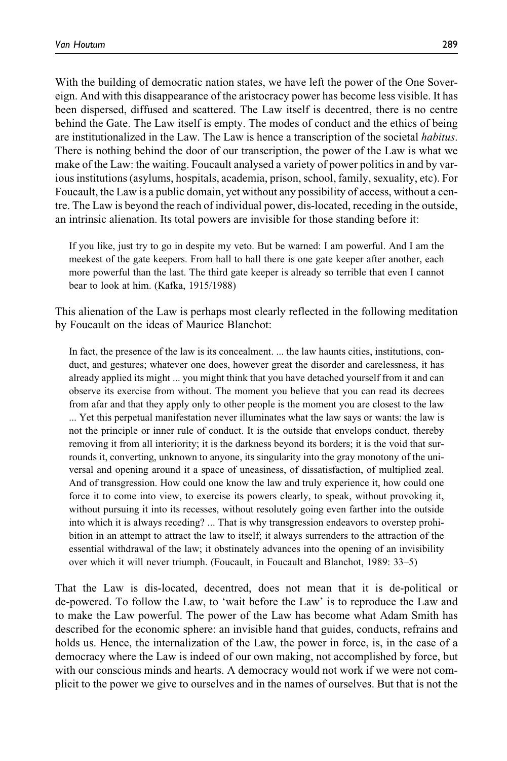With the building of democratic nation states, we have left the power of the One Sovereign. And with this disappearance of the aristocracy power has become less visible. It has been dispersed, diffused and scattered. The Law itself is decentred, there is no centre behind the Gate. The Law itself is empty. The modes of conduct and the ethics of being are institutionalized in the Law. The Law is hence a transcription of the societal *habitus*. There is nothing behind the door of our transcription, the power of the Law is what we make of the Law: the waiting. Foucault analysed a variety of power politics in and by various institutions (asylums, hospitals, academia, prison, school, family, sexuality, etc). For Foucault, the Law is a public domain, yet without any possibility of access, without a centre. The Law is beyond the reach of individual power, dis-located, receding in the outside, an intrinsic alienation. Its total powers are invisible for those standing before it:

> If you like, just try to go in despite my veto. But be warned: I am powerful. And I am the meekest of the gate keepers. From hall to hall there is one gate keeper after another, each more powerful than the last. The third gate keeper is already so terrible that even I cannot bear to look at him. (Kafka, 1915/1988)

This alienation of the Law is perhaps most clearly reflected in the following meditation by Foucault on the ideas of Maurice Blanchot:

> In fact, the presence of the law is its concealment. ... the law haunts cities, institutions, conduct, and gestures; whatever one does, however great the disorder and carelessness, it has already applied its might ... you might think that you have detached yourself from it and can observe its exercise from without. The moment you believe that you can read its decrees from afar and that they apply only to other people is the moment you are closest to the law ... Yet this perpetual manifestation never illuminates what the law says or wants: the law is not the principle or inner rule of conduct. It is the outside that envelops conduct, thereby removing it from all interiority; it is the darkness beyond its borders; it is the void that surrounds it, converting, unknown to anyone, its singularity into the gray monotony of the universal and opening around it a space of uneasiness, of dissatisfaction, of multiplied zeal. And of transgression. How could one know the law and truly experience it, how could one force it to come into view, to exercise its powers clearly, to speak, without provoking it, without pursuing it into its recesses, without resolutely going even farther into the outside into which it is always receding? ... That is why transgression endeavors to overstep prohibition in an attempt to attract the law to itself; it always surrenders to the attraction of the essential withdrawal of the law; it obstinately advances into the opening of an invisibility over which it will never triumph. (Foucault, in Foucault and Blanchot, 1989: 33–5)

That the Law is dis-located, decentred, does not mean that it is de-political or de-powered. To follow the Law, to 'wait before the Law' is to reproduce the Law and to make the Law powerful. The power of the Law has become what Adam Smith has described for the economic sphere: an invisible hand that guides, conducts, refrains and holds us. Hence, the internalization of the Law, the power in force, is, in the case of a democracy where the Law is indeed of our own making, not accomplished by force, but with our conscious minds and hearts. A democracy would not work if we were not complicit to the power we give to ourselves and in the names of ourselves. But that is not the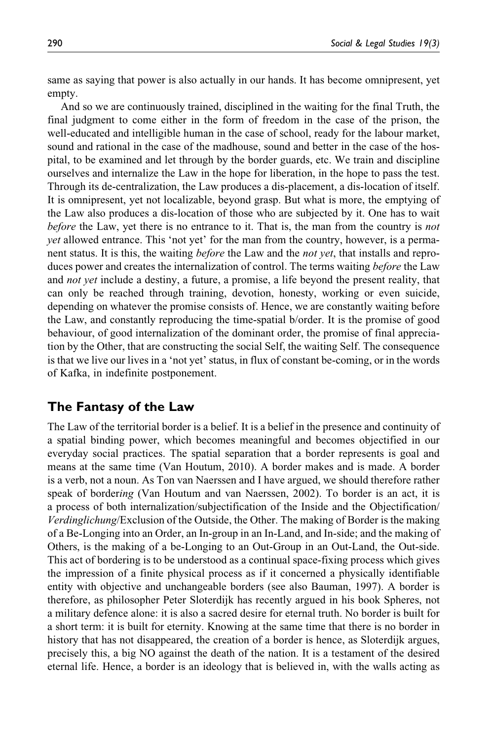same as saying that power is also actually in our hands. It has become omnipresent, yet empty.

And so we are continuously trained, disciplined in the waiting for the final Truth, the final judgment to come either in the form of freedom in the case of the prison, the well-educated and intelligible human in the case of school, ready for the labour market, sound and rational in the case of the madhouse, sound and better in the case of the hospital, to be examined and let through by the border guards, etc. We train and discipline ourselves and internalize the Law in the hope for liberation, in the hope to pass the test. Through its de-centralization, the Law produces a dis-placement, a dis-location of itself. It is omnipresent, yet not localizable, beyond grasp. But what is more, the emptying of the Law also produces a dis-location of those who are subjected by it. One has to wait *before* the Law, yet there is no entrance to it. That is, the man from the country is *not yet* allowed entrance. This 'not yet' for the man from the country, however, is a permanent status. It is this, the waiting *before* the Law and the *not yet*, that installs and reproduces power and creates the internalization of control. The terms waiting *before* the Law and *not yet* include a destiny, a future, a promise, a life beyond the present reality, that can only be reached through training, devotion, honesty, working or even suicide, depending on whatever the promise consists of. Hence, we are constantly waiting before the Law, and constantly reproducing the time-spatial b/order. It is the promise of good behaviour, of good internalization of the dominant order, the promise of final appreciation by the Other, that are constructing the social Self, the waiting Self. The consequence is that we live our lives in a 'not yet' status, in flux of constant be-coming, or in the words of Kafka, in indefinite postponement.

## The Fantasy of the Law

The Law of the territorial border is a belief. It is a belief in the presence and continuity of a spatial binding power, which becomes meaningful and becomes objectified in our everyday social practices. The spatial separation that a border represents is goal and means at the same time (Van Houtum, 2010). A border makes and is made. A border is a verb, not a noun. As Ton van Naerssen and I have argued, we should therefore rather speak of border*ing* (Van Houtum and van Naerssen, 2002). To border is an act, it is a process of both internalization/subjectification of the Inside and the Objectification/*Verdinglichung*/Exclusion of the Outside, the Other. The making of Border is the making of a Be-Longing into an Order, an In-group in an In-Land, and In-side; and the making of Others, is the making of a be-Longing to an Out-Group in an Out-Land, the Out-side. This act of bordering is to be understood as a continual space-fixing process which gives the impression of a finite physical process as if it concerned a physically identifiable entity with objective and unchangeable borders (see also Bauman, 1997). A border is therefore, as philosopher Peter Sloterdijk has recently argued in his book Spheres, not a military defence alone: it is also a sacred desire for eternal truth. No border is built for a short term: it is built for eternity. Knowing at the same time that there is no border in history that has not disappeared, the creation of a border is hence, as Sloterdijk argues, precisely this, a big NO against the death of the nation. It is a testament of the desired eternal life. Hence, a border is an ideology that is believed in, with the walls acting as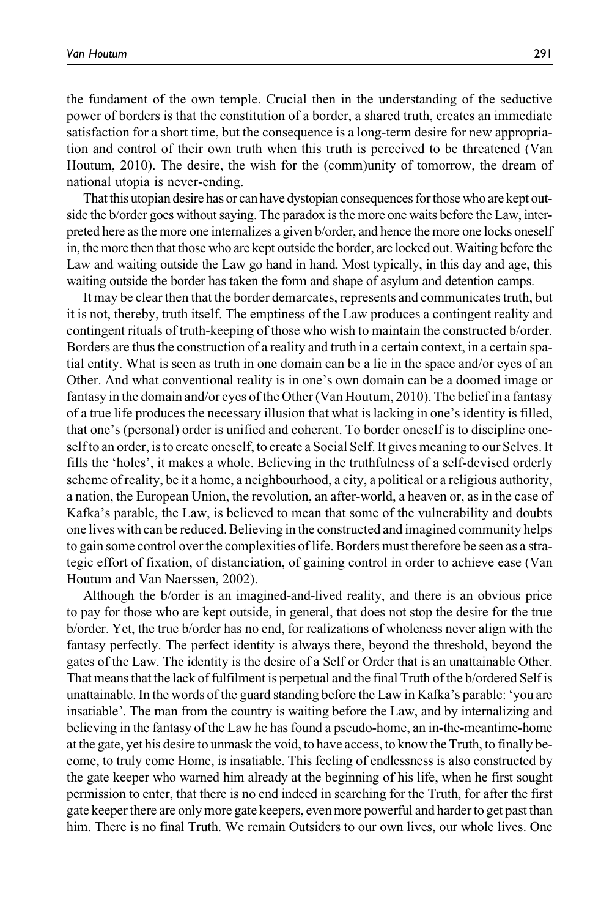the fundament of the own temple. Crucial then in the understanding of the seductive power of borders is that the constitution of a border, a shared truth, creates an immediate satisfaction for a short time, but the consequence is a long-term desire for new appropriation and control of their own truth when this truth is perceived to be threatened (Van Houtum, 2010). The desire, the wish for the (comm)unity of tomorrow, the dream of national utopia is never-ending.

That this utopian desire has or can have dystopian consequences for those who are kept outside the b/order goes without saying. The paradox is the more one waits before the Law, interpreted here as the more one internalizes a given b/order, and hence the more one locks oneself in, the more then that those who are kept outside the border, are locked out. Waiting before the Law and waiting outside the Law go hand in hand. Most typically, in this day and age, this waiting outside the border has taken the form and shape of asylum and detention camps.

It may be clear then that the border demarcates, represents and communicates truth, but it is not, thereby, truth itself. The emptiness of the Law produces a contingent reality and contingent rituals of truth-keeping of those who wish to maintain the constructed b/order. Borders are thus the construction of a reality and truth in a certain context, in a certain spatial entity. What is seen as truth in one domain can be a lie in the space and/or eyes of an Other. And what conventional reality is in one's own domain can be a doomed image or fantasy in the domain and/or eyes of the Other (Van Houtum, 2010). The belief in a fantasy of a true life produces the necessary illusion that what is lacking in one's identity is filled, that one's (personal) order is unified and coherent. To border oneself is to discipline oneself to an order, is to create oneself, to create a Social Self. It gives meaning to our Selves. It fills the 'holes', it makes a whole. Believing in the truthfulness of a self-devised orderly scheme of reality, be it a home, a neighbourhood, a city, a political or a religious authority, a nation, the European Union, the revolution, an after-world, a heaven or, as in the case of Kafka's parable, the Law, is believed to mean that some of the vulnerability and doubts one lives with can be reduced. Believing in the constructed and imagined community helps to gain some control over the complexities of life. Borders must therefore be seen as a strategic effort of fixation, of distanciation, of gaining control in order to achieve ease (Van Houtum and Van Naerssen, 2002).

Although the b/order is an imagined-and-lived reality, and there is an obvious price to pay for those who are kept outside, in general, that does not stop the desire for the true b/order. Yet, the true b/order has no end, for realizations of wholeness never align with the fantasy perfectly. The perfect identity is always there, beyond the threshold, beyond the gates of the Law. The identity is the desire of a Self or Order that is an unattainable Other. That means that the lack of fulfilment is perpetual and the final Truth of the b/ordered Self is unattainable. In the words of the guard standing before the Law in Kafka's parable: 'you are insatiable'. The man from the country is waiting before the Law, and by internalizing and believing in the fantasy of the Law he has found a pseudo-home, an in-the-meantime-home at the gate, yet his desire to unmask the void, to have access, to know the Truth, to finally become, to truly come Home, is insatiable. This feeling of endlessness is also constructed by the gate keeper who warned him already at the beginning of his life, when he first sought permission to enter, that there is no end indeed in searching for the Truth, for after the first gate keeper there are only more gate keepers, even more powerful and harder to get past than him. There is no final Truth. We remain Outsiders to our own lives, our whole lives. One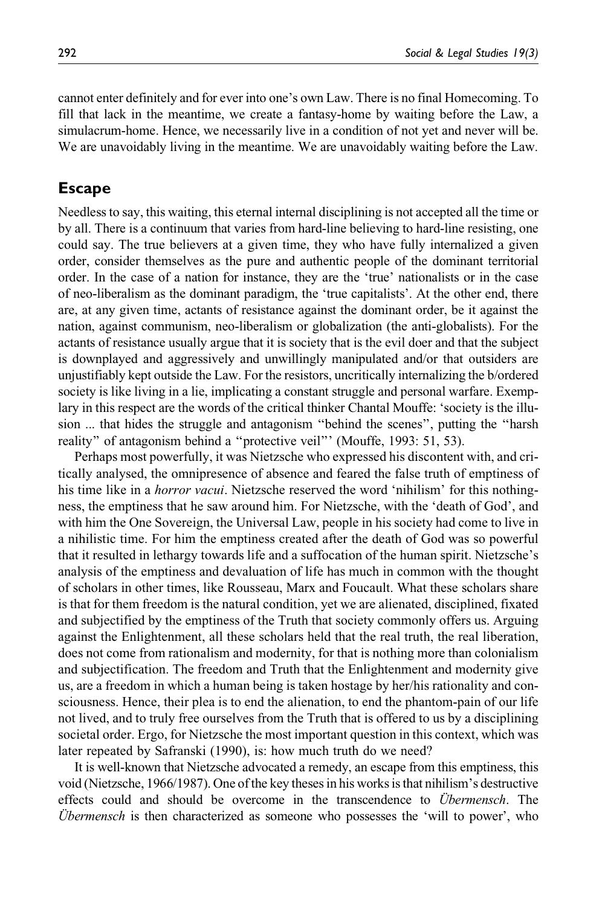cannot enter definitely and for ever into one's own Law. There is no final Homecoming. To fill that lack in the meantime, we create a fantasy-home by waiting before the Law, a simulacrum-home. Hence, we necessarily live in a condition of not yet and never will be. We are unavoidably living in the meantime. We are unavoidably waiting before the Law.

## Escape

Needless to say, this waiting, this eternal internal disciplining is not accepted all the time or by all. There is a continuum that varies from hard-line believing to hard-line resisting, one could say. The true believers at a given time, they who have fully internalized a given order, consider themselves as the pure and authentic people of the dominant territorial order. In the case of a nation for instance, they are the 'true' nationalists or in the case of neo-liberalism as the dominant paradigm, the 'true capitalists'. At the other end, there are, at any given time, actants of resistance against the dominant order, be it against the nation, against communism, neo-liberalism or globalization (the anti-globalists). For the actants of resistance usually argue that it is society that is the evil doer and that the subject is downplayed and aggressively and unwillingly manipulated and/or that outsiders are unjustifiably kept outside the Law. For the resistors, uncritically internalizing the b/ordered society is like living in a lie, implicating a constant struggle and personal warfare. Exemplary in this respect are the words of the critical thinker Chantal Mouffe: 'society is the illusion ... that hides the struggle and antagonism "behind the scenes", putting the "harsh reality" of antagonism behind a "protective veil"' (Mouffe, 1993: 51, 53).

Perhaps most powerfully, it was Nietzsche who expressed his discontent with, and critically analysed, the omnipresence of absence and feared the false truth of emptiness of his time like in a *horror vacui*. Nietzsche reserved the word 'nihilism' for this nothingness, the emptiness that he saw around him. For Nietzsche, with the 'death of God', and with him the One Sovereign, the Universal Law, people in his society had come to live in a nihilistic time. For him the emptiness created after the death of God was so powerful that it resulted in lethargy towards life and a suffocation of the human spirit. Nietzsche's analysis of the emptiness and devaluation of life has much in common with the thought of scholars in other times, like Rousseau, Marx and Foucault. What these scholars share is that for them freedom is the natural condition, yet we are alienated, disciplined, fixated and subjectified by the emptiness of the Truth that society commonly offers us. Arguing against the Enlightenment, all these scholars held that the real truth, the real liberation, does not come from rationalism and modernity, for that is nothing more than colonialism and subjectification. The freedom and Truth that the Enlightenment and modernity give us, are a freedom in which a human being is taken hostage by her/his rationality and consciousness. Hence, their plea is to end the alienation, to end the phantom-pain of our life not lived, and to truly free ourselves from the Truth that is offered to us by a disciplining societal order. Ergo, for Nietzsche the most important question in this context, which was later repeated by Safranski (1990), is: how much truth do we need?

It is well-known that Nietzsche advocated a remedy, an escape from this emptiness, this void (Nietzsche, 1966/1987). One of the key theses in his works is that nihilism's destructive effects could and should be overcome in the transcendence to *Übermensch*. The *Übermensch* is then characterized as someone who possesses the 'will to power', who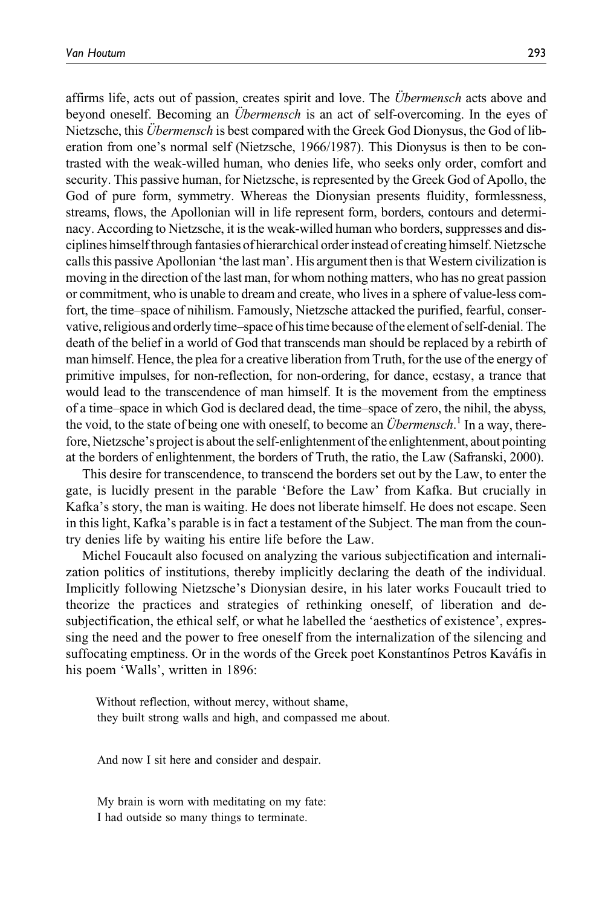affirms life, acts out of passion, creates spirit and love. The *Übermensch* acts above and beyond oneself. Becoming an *Übermensch* is an act of self-overcoming. In the eyes of Nietzsche, this *Übermensch* is best compared with the Greek God Dionysus, the God of liberation from one's normal self (Nietzsche, 1966/1987). This Dionysus is then to be contrasted with the weak-willed human, who denies life, who seeks only order, comfort and security. This passive human, for Nietzsche, is represented by the Greek God of Apollo, the God of pure form, symmetry. Whereas the Dionysian presents fluidity, formlessness, streams, flows, the Apollonian will in life represent form, borders, contours and determinacy. According to Nietzsche, it is the weak-willed human who borders, suppresses and disciplines himself through fantasies of hierarchical order instead of creating himself. Nietzsche calls this passive Apollonian 'the last man'. His argument then is that Western civilization is moving in the direction of the last man, for whom nothing matters, who has no great passion or commitment, who is unable to dream and create, who lives in a sphere of value-less comfort, the time–space of nihilism. Famously, Nietzsche attacked the purified, fearful, conservative, religious and orderly time–space of his time because of the element of self-denial. The death of the belief in a world of God that transcends man should be replaced by a rebirth of man himself. Hence, the plea for a creative liberation from Truth, for the use of the energy of primitive impulses, for non-reflection, for non-ordering, for dance, ecstasy, a trance that would lead to the transcendence of man himself. It is the movement from the emptiness of a time–space in which God is declared dead, the time–space of zero, the nihil, the abyss, the void, to the state of being one with oneself, to become an *Übermensch*.[1] In a way, therefore, Nietzsche's project is about the self-enlightenment of the enlightenment, about pointing at the borders of enlightenment, the borders of Truth, the ratio, the Law (Safranski, 2000).

This desire for transcendence, to transcend the borders set out by the Law, to enter the gate, is lucidly present in the parable 'Before the Law' from Kafka. But crucially in Kafka's story, the man is waiting. He does not liberate himself. He does not escape. Seen in this light, Kafka's parable is in fact a testament of the Subject. The man from the country denies life by waiting his entire life before the Law.

Michel Foucault also focused on analyzing the various subjectification and internalization politics of institutions, thereby implicitly declaring the death of the individual. Implicitly following Nietzsche's Dionysian desire, in his later works Foucault tried to theorize the practices and strategies of rethinking oneself, of liberation and de-subjectification, the ethical self, or what he labelled the 'aesthetics of existence', expressing the need and the power to free oneself from the internalization of the silencing and suffocating emptiness. Or in the words of the Greek poet Konstantínos Petros Kaváfis in his poem 'Walls', written in 1896:

> Without reflection, without mercy, without shame,
> they built strong walls and high, and compassed me about.
>
> And now I sit here and consider and despair.
>
> My brain is worn with meditating on my fate:
> I had outside so many things to terminate.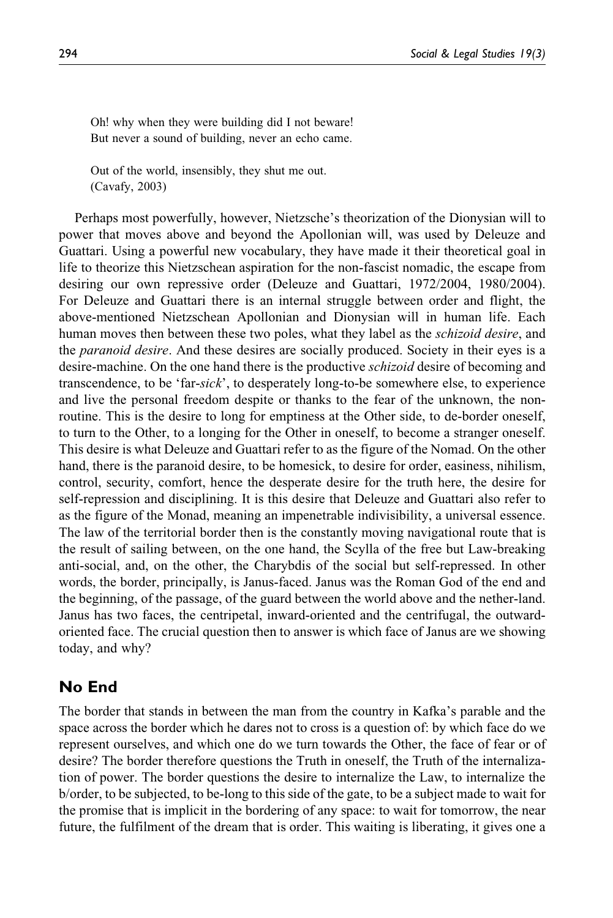Oh! why when they were building did I not beware!
But never a sound of building, never an echo came.

Out of the world, insensibly, they shut me out.
(Cavafy, 2003)

Perhaps most powerfully, however, Nietzsche's theorization of the Dionysian will to power that moves above and beyond the Apollonian will, was used by Deleuze and Guattari. Using a powerful new vocabulary, they have made it their theoretical goal in life to theorize this Nietzschean aspiration for the non-fascist nomadic, the escape from desiring our own repressive order (Deleuze and Guattari, 1972/2004, 1980/2004). For Deleuze and Guattari there is an internal struggle between order and flight, the above-mentioned Nietzschean Apollonian and Dionysian will in human life. Each human moves then between these two poles, what they label as the *schizoid desire*, and the *paranoid desire*. And these desires are socially produced. Society in their eyes is a desire-machine. On the one hand there is the productive *schizoid* desire of becoming and transcendence, to be 'far-*sick*', to desperately long-to-be somewhere else, to experience and live the personal freedom despite or thanks to the fear of the unknown, the non-routine. This is the desire to long for emptiness at the Other side, to de-border oneself, to turn to the Other, to a longing for the Other in oneself, to become a stranger oneself. This desire is what Deleuze and Guattari refer to as the figure of the Nomad. On the other hand, there is the paranoid desire, to be homesick, to desire for order, easiness, nihilism, control, security, comfort, hence the desperate desire for the truth here, the desire for self-repression and disciplining. It is this desire that Deleuze and Guattari also refer to as the figure of the Monad, meaning an impenetrable indivisibility, a universal essence. The law of the territorial border then is the constantly moving navigational route that is the result of sailing between, on the one hand, the Scylla of the free but Law-breaking anti-social, and, on the other, the Charybdis of the social but self-repressed. In other words, the border, principally, is Janus-faced. Janus was the Roman God of the end and the beginning, of the passage, of the guard between the world above and the nether-land. Janus has two faces, the centripetal, inward-oriented and the centrifugal, the outward-oriented face. The crucial question then to answer is which face of Janus are we showing today, and why?

## No End

The border that stands in between the man from the country in Kafka's parable and the space across the border which he dares not to cross is a question of: by which face do we represent ourselves, and which one do we turn towards the Other, the face of fear or of desire? The border therefore questions the Truth in oneself, the Truth of the internalization of power. The border questions the desire to internalize the Law, to internalize the b/order, to be subjected, to be-long to this side of the gate, to be a subject made to wait for the promise that is implicit in the bordering of any space: to wait for tomorrow, the near future, the fulfilment of the dream that is order. This waiting is liberating, it gives one a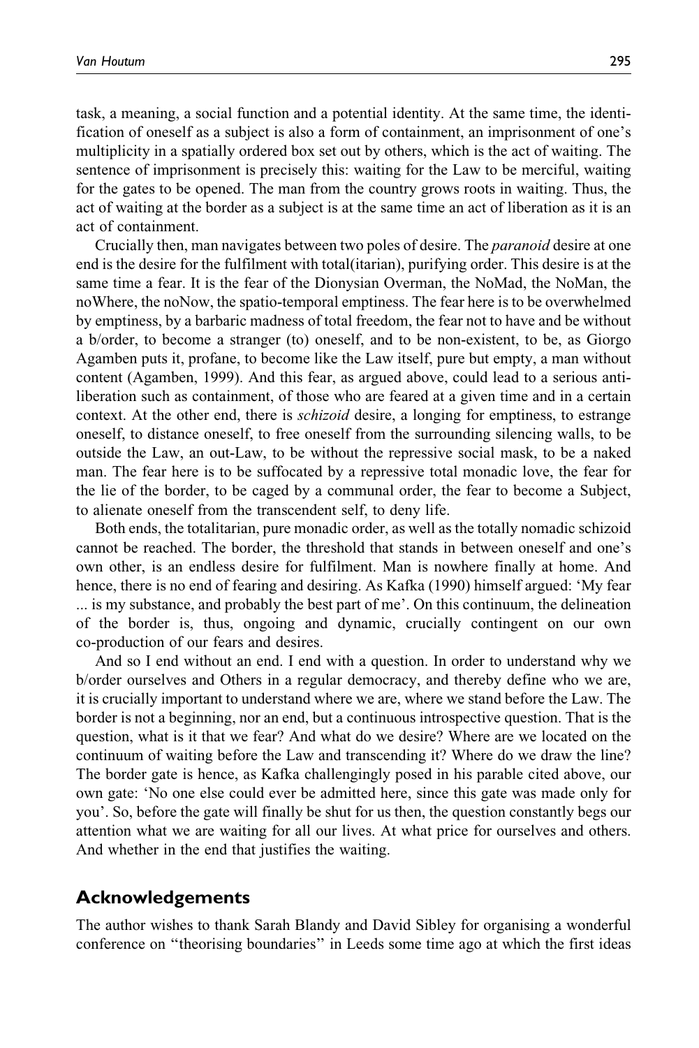task, a meaning, a social function and a potential identity. At the same time, the identification of oneself as a subject is also a form of containment, an imprisonment of one's multiplicity in a spatially ordered box set out by others, which is the act of waiting. The sentence of imprisonment is precisely this: waiting for the Law to be merciful, waiting for the gates to be opened. The man from the country grows roots in waiting. Thus, the act of waiting at the border as a subject is at the same time an act of liberation as it is an act of containment.

Crucially then, man navigates between two poles of desire. The *paranoid* desire at one end is the desire for the fulfilment with total(itarian), purifying order. This desire is at the same time a fear. It is the fear of the Dionysian Overman, the NoMad, the NoMan, the noWhere, the noNow, the spatio-temporal emptiness. The fear here is to be overwhelmed by emptiness, by a barbaric madness of total freedom, the fear not to have and be without a b/order, to become a stranger (to) oneself, and to be non-existent, to be, as Giorgo Agamben puts it, profane, to become like the Law itself, pure but empty, a man without content (Agamben, 1999). And this fear, as argued above, could lead to a serious anti-liberation such as containment, of those who are feared at a given time and in a certain context. At the other end, there is *schizoid* desire, a longing for emptiness, to estrange oneself, to distance oneself, to free oneself from the surrounding silencing walls, to be outside the Law, an out-Law, to be without the repressive social mask, to be a naked man. The fear here is to be suffocated by a repressive total monadic love, the fear for the lie of the border, to be caged by a communal order, the fear to become a Subject, to alienate oneself from the transcendent self, to deny life.

Both ends, the totalitarian, pure monadic order, as well as the totally nomadic schizoid cannot be reached. The border, the threshold that stands in between oneself and one's own other, is an endless desire for fulfilment. Man is nowhere finally at home. And hence, there is no end of fearing and desiring. As Kafka (1990) himself argued: 'My fear ... is my substance, and probably the best part of me'. On this continuum, the delineation of the border is, thus, ongoing and dynamic, crucially contingent on our own co-production of our fears and desires.

And so I end without an end. I end with a question. In order to understand why we b/order ourselves and Others in a regular democracy, and thereby define who we are, it is crucially important to understand where we are, where we stand before the Law. The border is not a beginning, nor an end, but a continuous introspective question. That is the question, what is it that we fear? And what do we desire? Where are we located on the continuum of waiting before the Law and transcending it? Where do we draw the line? The border gate is hence, as Kafka challengingly posed in his parable cited above, our own gate: 'No one else could ever be admitted here, since this gate was made only for you'. So, before the gate will finally be shut for us then, the question constantly begs our attention what we are waiting for all our lives. At what price for ourselves and others. And whether in the end that justifies the waiting.

## Acknowledgements

The author wishes to thank Sarah Blandy and David Sibley for organising a wonderful conference on "theorising boundaries" in Leeds some time ago at which the first ideas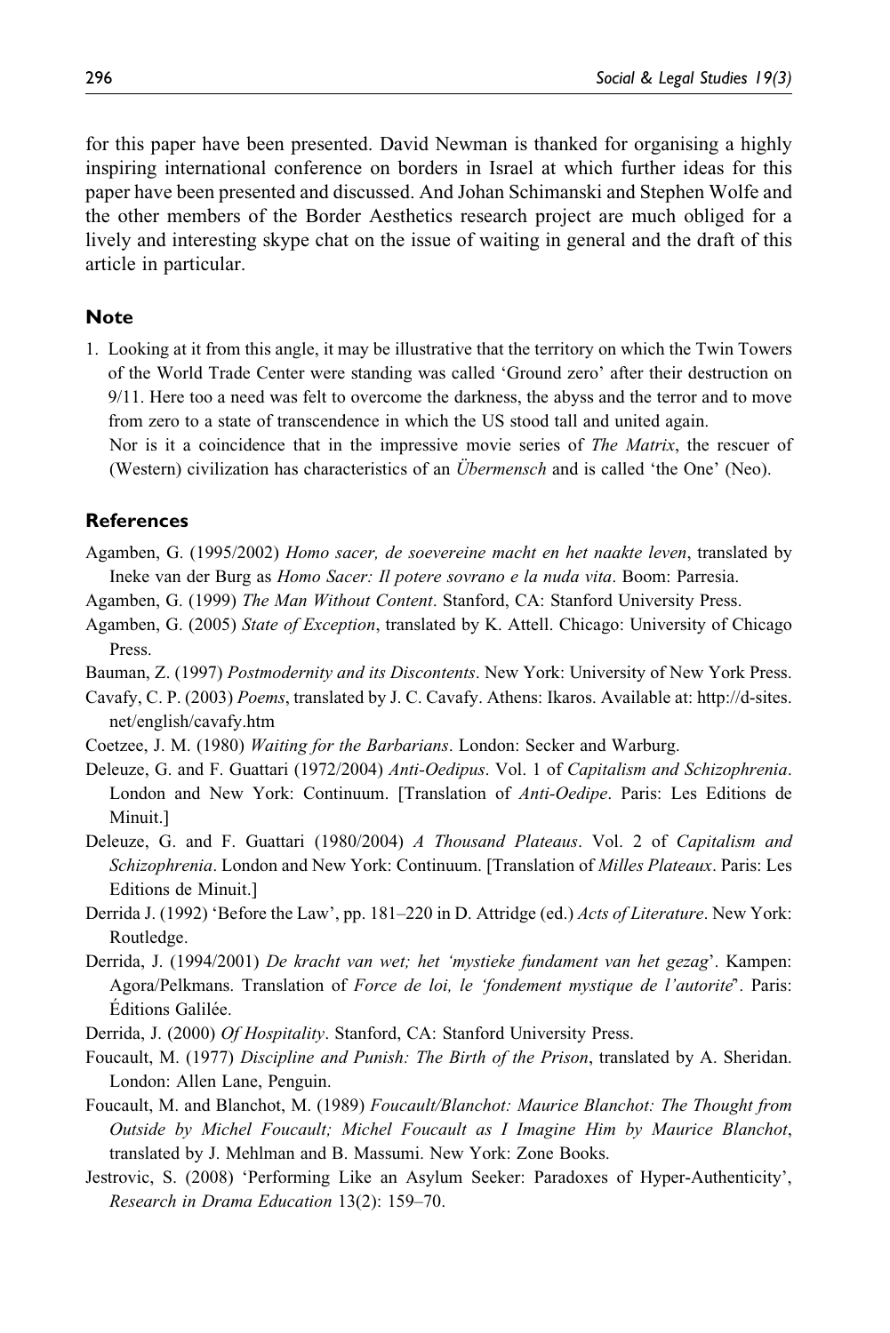for this paper have been presented. David Newman is thanked for organising a highly inspiring international conference on borders in Israel at which further ideas for this paper have been presented and discussed. And Johan Schimanski and Stephen Wolfe and the other members of the Border Aesthetics research project are much obliged for a lively and interesting skype chat on the issue of waiting in general and the draft of this article in particular.

## Note

1. Looking at it from this angle, it may be illustrative that the territory on which the Twin Towers of the World Trade Center were standing was called 'Ground zero' after their destruction on 9/11. Here too a need was felt to overcome the darkness, the abyss and the terror and to move from zero to a state of transcendence in which the US stood tall and united again.
   Nor is it a coincidence that in the impressive movie series of *The Matrix*, the rescuer of (Western) civilization has characteristics of an *Übermensch* and is called 'the One' (Neo).

## References

Agamben, G. (1995/2002) *Homo sacer, de soevereine macht en het naakte leven*, translated by Ineke van der Burg as *Homo Sacer: Il potere sovrano e la nuda vita*. Boom: Parresia.

Agamben, G. (1999) *The Man Without Content*. Stanford, CA: Stanford University Press.

Agamben, G. (2005) *State of Exception*, translated by K. Attell. Chicago: University of Chicago Press.

Bauman, Z. (1997) *Postmodernity and its Discontents*. New York: University of New York Press.

Cavafy, C. P. (2003) *Poems*, translated by J. C. Cavafy. Athens: Ikaros. Available at: http://d-sites.net/english/cavafy.htm

Coetzee, J. M. (1980) *Waiting for the Barbarians*. London: Secker and Warburg.

Deleuze, G. and F. Guattari (1972/2004) *Anti-Oedipus*. Vol. 1 of *Capitalism and Schizophrenia*. London and New York: Continuum. [Translation of *Anti-Oedipe*. Paris: Les Editions de Minuit.]

Deleuze, G. and F. Guattari (1980/2004) *A Thousand Plateaus*. Vol. 2 of *Capitalism and Schizophrenia*. London and New York: Continuum. [Translation of *Milles Plateaux*. Paris: Les Editions de Minuit.]

Derrida J. (1992) 'Before the Law', pp. 181–220 in D. Attridge (ed.) *Acts of Literature*. New York: Routledge.

Derrida, J. (1994/2001) *De kracht van wet; het 'mystieke fundament van het gezag'*. Kampen: Agora/Pelkmans. Translation of *Force de loi, le 'fondement mystique de l'autorite*'. Paris: Éditions Galilée.

Derrida, J. (2000) *Of Hospitality*. Stanford, CA: Stanford University Press.

Foucault, M. (1977) *Discipline and Punish: The Birth of the Prison*, translated by A. Sheridan. London: Allen Lane, Penguin.

Foucault, M. and Blanchot, M. (1989) *Foucault/Blanchot: Maurice Blanchot: The Thought from Outside by Michel Foucault; Michel Foucault as I Imagine Him by Maurice Blanchot*, translated by J. Mehlman and B. Massumi. New York: Zone Books.

Jestrovic, S. (2008) 'Performing Like an Asylum Seeker: Paradoxes of Hyper-Authenticity', *Research in Drama Education* 13(2): 159–70.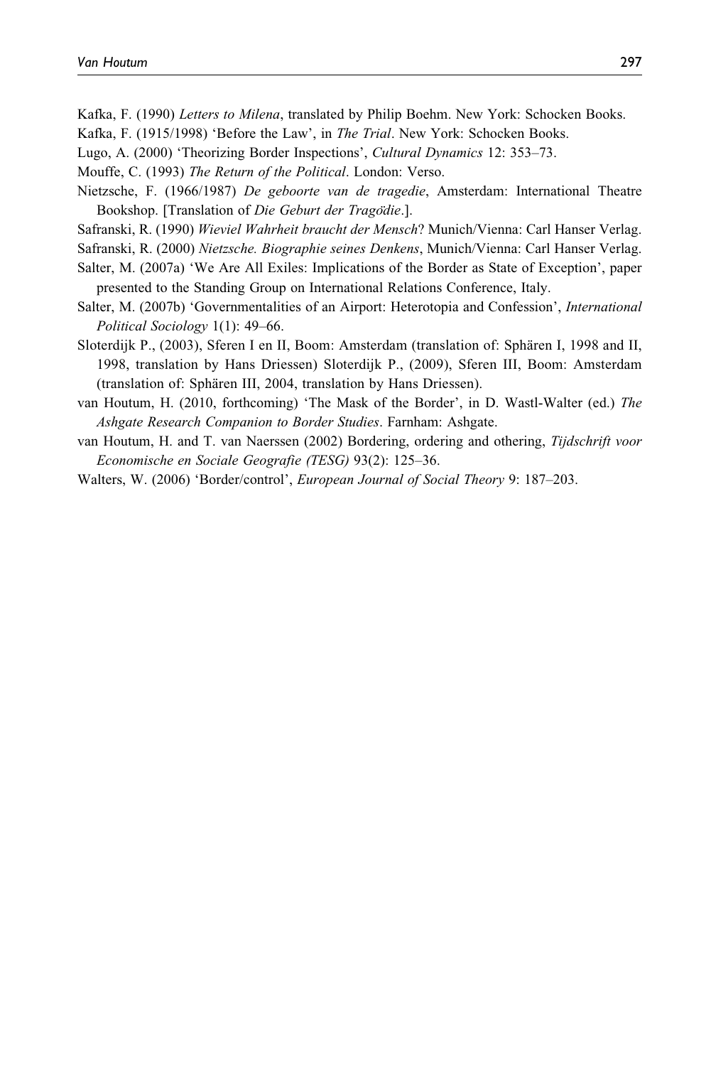Kafka, F. (1990) *Letters to Milena*, translated by Philip Boehm. New York: Schocken Books.

Kafka, F. (1915/1998) 'Before the Law', in *The Trial*. New York: Schocken Books.

Lugo, A. (2000) 'Theorizing Border Inspections', *Cultural Dynamics* 12: 353–73.

Mouffe, C. (1993) *The Return of the Political*. London: Verso.

Nietzsche, F. (1966/1987) *De geboorte van de tragedie*, Amsterdam: International Theatre Bookshop. [Translation of *Die Geburt der Tragödie*.].

Safranski, R. (1990) *Wieviel Wahrheit braucht der Mensch*? Munich/Vienna: Carl Hanser Verlag.

Safranski, R. (2000) *Nietzsche. Biographie seines Denkens*, Munich/Vienna: Carl Hanser Verlag.

Salter, M. (2007a) 'We Are All Exiles: Implications of the Border as State of Exception', paper presented to the Standing Group on International Relations Conference, Italy.

Salter, M. (2007b) 'Governmentalities of an Airport: Heterotopia and Confession', *International Political Sociology* 1(1): 49–66.

Sloterdijk P., (2003), Sferen I en II, Boom: Amsterdam (translation of: Sphären I, 1998 and II, 1998, translation by Hans Driessen) Sloterdijk P., (2009), Sferen III, Boom: Amsterdam (translation of: Sphären III, 2004, translation by Hans Driessen).

van Houtum, H. (2010, forthcoming) 'The Mask of the Border', in D. Wastl-Walter (ed.) *The Ashgate Research Companion to Border Studies*. Farnham: Ashgate.

van Houtum, H. and T. van Naerssen (2002) Bordering, ordering and othering, *Tijdschrift voor Economische en Sociale Geografie (TESG)* 93(2): 125–36.

Walters, W. (2006) 'Border/control', *European Journal of Social Theory* 9: 187–203.